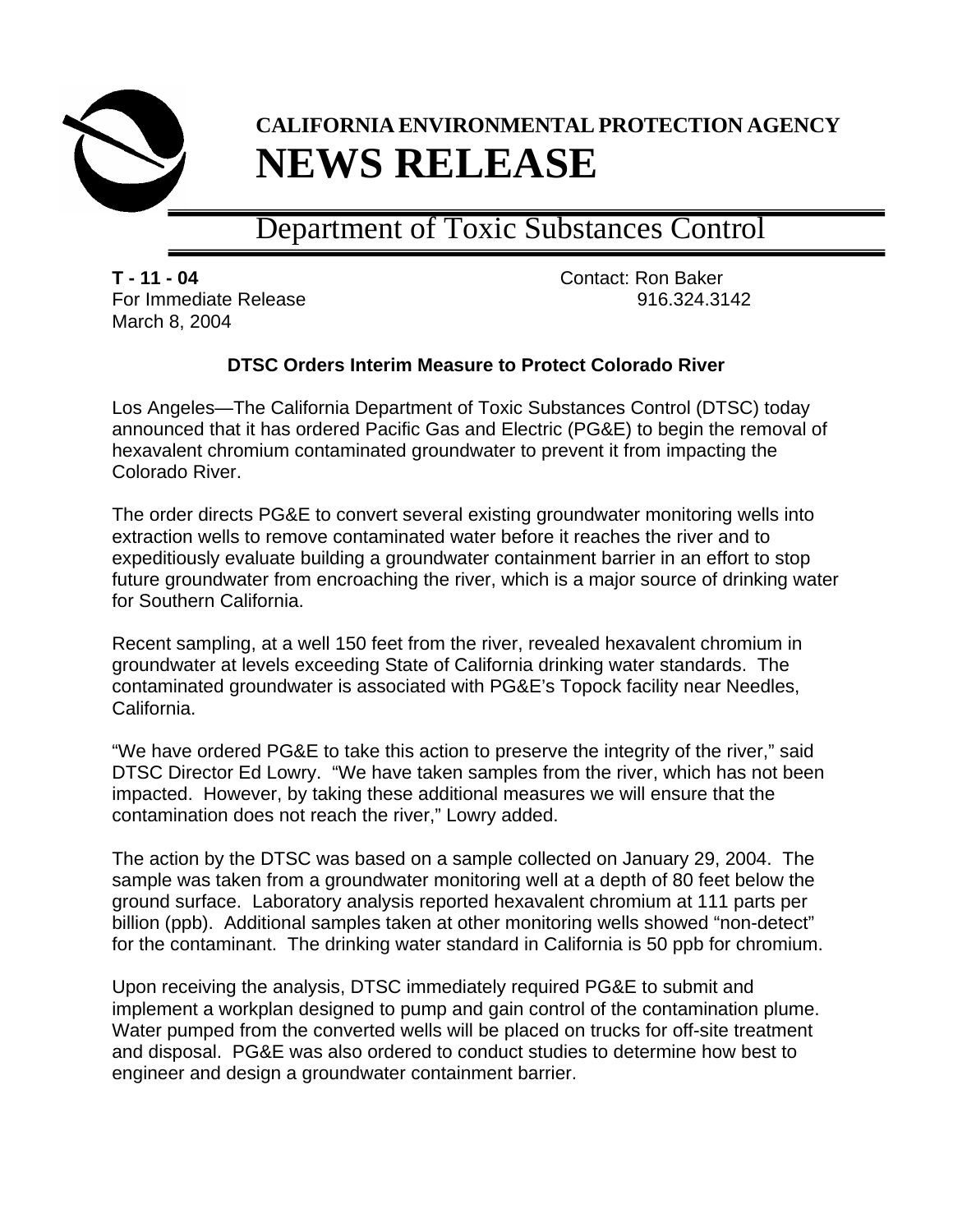# CALIFORNIA ENVIRONMENTAL PROTECTION AGENCY
# NEWS RELEASE

## Department of Toxic Substances Control

**T - 11 - 04**
For Immediate Release
March 8, 2004

Contact: Ron Baker
916.324.3142

### DTSC Orders Interim Measure to Protect Colorado River

Los Angeles—The California Department of Toxic Substances Control (DTSC) today announced that it has ordered Pacific Gas and Electric (PG&E) to begin the removal of hexavalent chromium contaminated groundwater to prevent it from impacting the Colorado River.

The order directs PG&E to convert several existing groundwater monitoring wells into extraction wells to remove contaminated water before it reaches the river and to expeditiously evaluate building a groundwater containment barrier in an effort to stop future groundwater from encroaching the river, which is a major source of drinking water for Southern California.

Recent sampling, at a well 150 feet from the river, revealed hexavalent chromium in groundwater at levels exceeding State of California drinking water standards. The contaminated groundwater is associated with PG&E's Topock facility near Needles, California.

"We have ordered PG&E to take this action to preserve the integrity of the river," said DTSC Director Ed Lowry. "We have taken samples from the river, which has not been impacted. However, by taking these additional measures we will ensure that the contamination does not reach the river," Lowry added.

The action by the DTSC was based on a sample collected on January 29, 2004. The sample was taken from a groundwater monitoring well at a depth of 80 feet below the ground surface. Laboratory analysis reported hexavalent chromium at 111 parts per billion (ppb). Additional samples taken at other monitoring wells showed "non-detect" for the contaminant. The drinking water standard in California is 50 ppb for chromium.

Upon receiving the analysis, DTSC immediately required PG&E to submit and implement a workplan designed to pump and gain control of the contamination plume. Water pumped from the converted wells will be placed on trucks for off-site treatment and disposal. PG&E was also ordered to conduct studies to determine how best to engineer and design a groundwater containment barrier.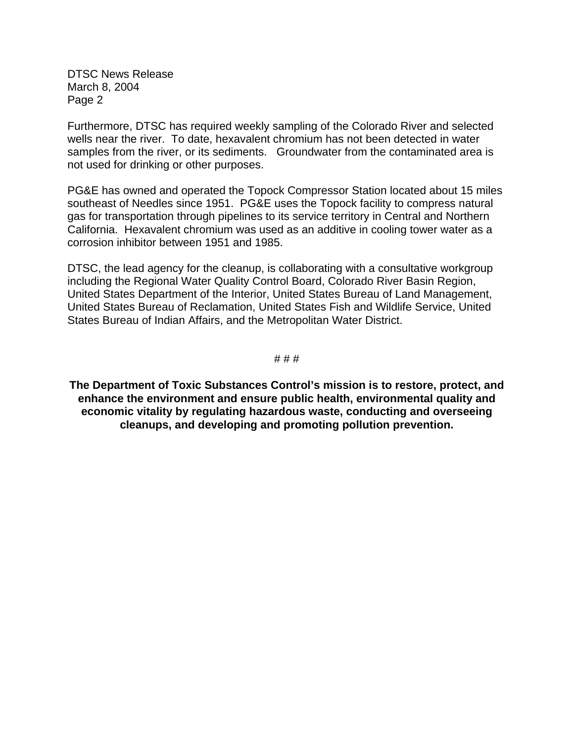Furthermore, DTSC has required weekly sampling of the Colorado River and selected wells near the river. To date, hexavalent chromium has not been detected in water samples from the river, or its sediments. Groundwater from the contaminated area is not used for drinking or other purposes.

PG&E has owned and operated the Topock Compressor Station located about 15 miles southeast of Needles since 1951. PG&E uses the Topock facility to compress natural gas for transportation through pipelines to its service territory in Central and Northern California. Hexavalent chromium was used as an additive in cooling tower water as a corrosion inhibitor between 1951 and 1985.

DTSC, the lead agency for the cleanup, is collaborating with a consultative workgroup including the Regional Water Quality Control Board, Colorado River Basin Region, United States Department of the Interior, United States Bureau of Land Management, United States Bureau of Reclamation, United States Fish and Wildlife Service, United States Bureau of Indian Affairs, and the Metropolitan Water District.

# # #

**The Department of Toxic Substances Control's mission is to restore, protect, and enhance the environment and ensure public health, environmental quality and economic vitality by regulating hazardous waste, conducting and overseeing cleanups, and developing and promoting pollution prevention.**